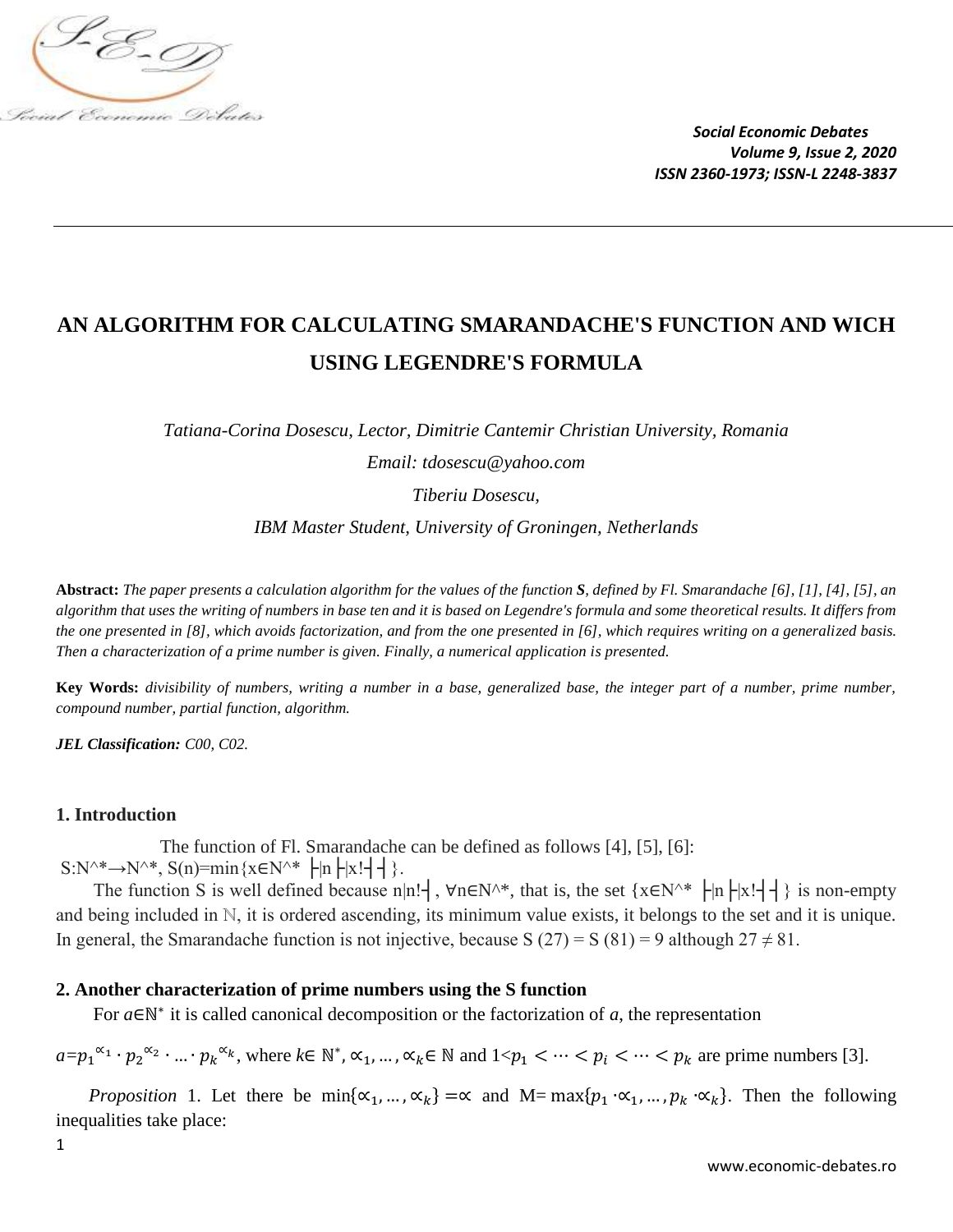# AN ALGORITHM FOR CALCULATING SMARANDACHE'S FUNCTION AND WICH USING LEGENDRE'S FORMULA

*Tatiana-Corina Dosescu, Lector, Dimitrie Cantemir Christian University, Romania*

*Email: tdosescu@yahoo.com*

*Tiberiu Dosescu,*

*IBM Master Student, University of Groningen, Netherlands*

**Abstract:** *The paper presents a calculation algorithm for the values of the function* ***S****, defined by Fl. Smarandache [6], [1], [4], [5], an algorithm that uses the writing of numbers in base ten and it is based on Legendre's formula and some theoretical results. It differs from the one presented in [8], which avoids factorization, and from the one presented in [6], which requires writing on a generalized basis. Then a characterization of a prime number is given. Finally, a numerical application is presented.*

**Key Words:** *divisibility of numbers, writing a number in a base, generalized base, the integer part of a number, prime number, compound number, partial function, algorithm.*

***JEL Classification:*** *C00, C02.*

## 1. Introduction

The function of Fl. Smarandache can be defined as follows [4], [5], [6]:
$S:\mathbb{N}^* \to \mathbb{N}^*$, $S(n)=\min\{x\in\mathbb{N}^* \mid n \mid x!\}$.

The function S is well defined because $n \mid n!$, $\forall n\in\mathbb{N}^*$, that is, the set $\{x\in\mathbb{N}^* \mid n \mid x!\}$ is non-empty and being included in $\mathbb{N}$, it is ordered ascending, its minimum value exists, it belongs to the set and it is unique. In general, the Smarandache function is not injective, because $S(27) = S(81) = 9$ although $27 \neq 81$.

## 2. Another characterization of prime numbers using the S function

For $a\in\mathbb{N}^*$ it is called canonical decomposition or the factorization of $a$, the representation

$a=p_1^{\alpha_1}\cdot p_2^{\alpha_2}\cdot\ldots\cdot p_k^{\alpha_k}$, where $k\in\mathbb{N}^*$, $\alpha_1,\ldots,\alpha_k\in\mathbb{N}$ and $1<p_1<\cdots<p_i<\cdots<p_k$ are prime numbers [3].

*Proposition* 1. Let there be $\min\{\alpha_1,\ldots,\alpha_k\}=\alpha$ and $M=\max\{p_1\cdot\alpha_1,\ldots,p_k\cdot\alpha_k\}$. Then the following inequalities take place: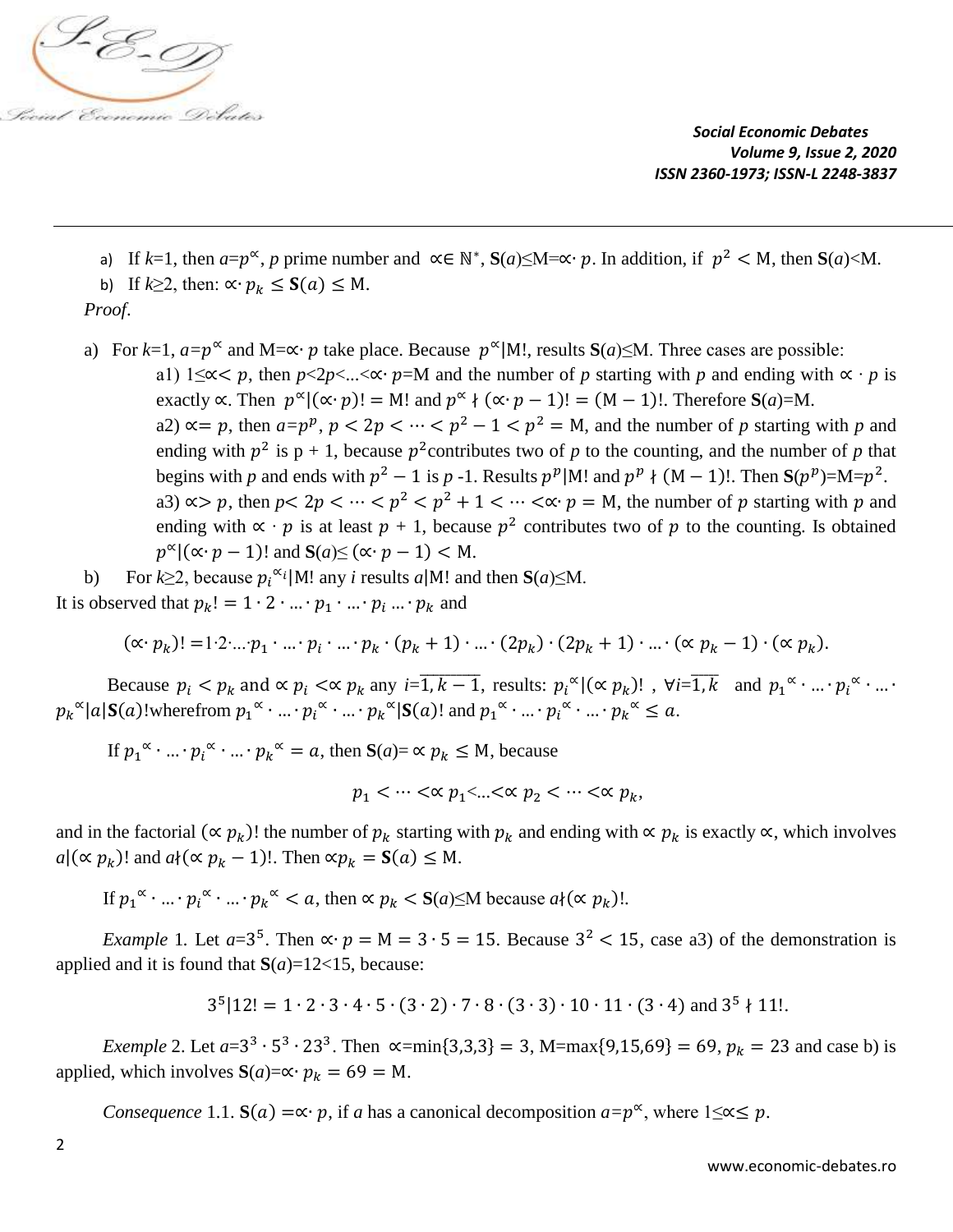a) If $k$=1, then $a=p^{\propto}$, $p$ prime number and $\propto\in \mathbb{N}^*$, $\mathbf{S}(a)\leq M=\propto\cdot p$. In addition, if $p^2 < M$, then $\mathbf{S}(a)<M$.

b) If $k\geq 2$, then: $\propto\cdot p_k \leq \mathbf{S}(a) \leq M$.

*Proof.*

a) For $k$=1, $a=p^{\propto}$ and $M=\propto\cdot p$ take place. Because $p^{\propto}|M!$, results $\mathbf{S}(a)\leq M$. Three cases are possible:

a1) $1\leq\propto< p$, then $p<2p<...<\propto\cdot p=M$ and the number of $p$ starting with $p$ and ending with $\propto\cdot p$ is exactly $\propto$. Then $p^{\propto}|(\propto\cdot p)! = M!$ and $p^{\propto} \nmid (\propto\cdot p - 1)! = (M-1)!$. Therefore $\mathbf{S}(a)=M$.

a2) $\propto= p$, then $a=p^p$, $p < 2p < \cdots < p^2-1 < p^2 = M$, and the number of $p$ starting with $p$ and ending with $p^2$ is p + 1, because $p^2$contributes two of $p$ to the counting, and the number of $p$ that begins with $p$ and ends with $p^2-1$ is $p$ -1. Results $p^p|M!$ and $p^p \nmid (M-1)!$. Then $\mathbf{S}(p^p)=M=p^2$.

a3) $\propto> p$, then $p< 2p < \cdots < p^2 < p^2+1 < \cdots <\propto\cdot p = M$, the number of $p$ starting with $p$ and ending with $\propto\cdot p$ is at least $p$ + 1, because $p^2$ contributes two of $p$ to the counting. Is obtained $p^{\propto}|(\propto\cdot p - 1)!$ and $\mathbf{S}(a)\leq (\propto\cdot p - 1) < M$.

b) For $k\geq 2$, because $p_i^{\propto_i}|M!$ any $i$ results $a|M!$ and then $\mathbf{S}(a)\leq M$.

It is observed that $p_k! = 1\cdot 2\cdot ...\cdot p_1\cdot ...\cdot p_i ...\cdot p_k$ and

$$(\propto\cdot p_k)! = 1\cdot 2\cdot ...\cdot p_1\cdot ...\cdot p_i\cdot ...\cdot p_k\cdot (p_k+1)\cdot ...\cdot (2p_k)\cdot (2p_k+1)\cdot ...\cdot (\propto p_k - 1)\cdot (\propto p_k).$$

Because $p_i < p_k$ and $\propto p_i <\propto p_k$ any $i=\overline{1,k-1}$, results: $p_i^{\propto}|(\propto p_k)!$ , $\forall i=\overline{1,k}$ and $p_1^{\propto}\cdot ...\cdot p_i^{\propto}\cdot ...\cdot p_k^{\propto}|a|\mathbf{S}(a)!$wherefrom $p_1^{\propto}\cdot ...\cdot p_i^{\propto}\cdot ...\cdot p_k^{\propto}|\mathbf{S}(a)!$ and $p_1^{\propto}\cdot ...\cdot p_i^{\propto}\cdot ...\cdot p_k^{\propto} \leq a$.

If $p_1^{\propto}\cdot ...\cdot p_i^{\propto}\cdot ...\cdot p_k^{\propto} = a$, then $\mathbf{S}(a)=\propto p_k \leq M$, because

$$p_1 < \cdots <\propto p_1<...<\propto p_2 < \cdots <\propto p_k,$$

and in the factorial $(\propto p_k)!$ the number of $p_k$ starting with $p_k$ and ending with $\propto p_k$ is exactly $\propto$, which involves $a|(\propto p_k)!$ and $a\nmid(\propto p_k - 1)!$. Then $\propto p_k = \mathbf{S}(a) \leq M$.

If $p_1^{\propto}\cdot ...\cdot p_i^{\propto}\cdot ...\cdot p_k^{\propto} < a$, then $\propto p_k < \mathbf{S}(a)\leq M$ because $a\nmid(\propto p_k)!$.

*Example* 1. Let $a=3^5$. Then $\propto\cdot p = M = 3\cdot 5 = 15$. Because $3^2 < 15$, case a3) of the demonstration is applied and it is found that $\mathbf{S}(a)=12<15$, because:

$$3^5|12! = 1\cdot 2\cdot 3\cdot 4\cdot 5\cdot (3\cdot 2)\cdot 7\cdot 8\cdot (3\cdot 3)\cdot 10\cdot 11\cdot (3\cdot 4) \text{ and } 3^5 \nmid 11!.$$

*Exemple* 2. Let $a=3^3\cdot 5^3\cdot 23^3$. Then $\propto=\min\{3,3,3\} = 3$, $M=\max\{9,15,69\} = 69$, $p_k = 23$ and case b) is applied, which involves $\mathbf{S}(a)=\propto\cdot p_k = 69 = M$.

*Consequence* 1.1. $\mathbf{S}(a) =\propto\cdot p$, if $a$ has a canonical decomposition $a=p^{\propto}$, where $1\leq\propto\leq p$.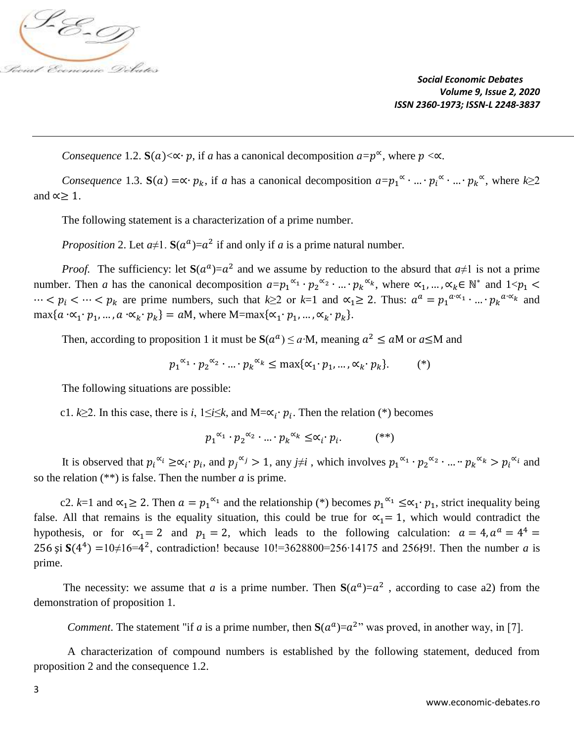*Consequence* 1.2. $\mathbf{S}(a)<\propto\cdot p$, if *a* has a canonical decomposition $a=p^{\propto}$, where $p<\propto$.

*Consequence* 1.3. $\mathbf{S}(a)=\propto\cdot p_k$, if *a* has a canonical decomposition $a=p_1^{\propto}\cdot\ldots\cdot p_i^{\propto}\cdot\ldots\cdot p_k^{\propto}$, where $k\geq 2$ and $\propto\geq 1$.

The following statement is a characterization of a prime number.

*Proposition* 2. Let $a\neq 1$. $\mathbf{S}(a^a)=a^2$ if and only if *a* is a prime natural number.

*Proof.* The sufficiency: let $\mathbf{S}(a^a)=a^2$ and we assume by reduction to the absurd that $a\neq 1$ is not a prime number. Then *a* has the canonical decomposition $a=p_1^{\propto_1}\cdot p_2^{\propto_2}\cdot\ldots\cdot p_k^{\propto_k}$, where $\propto_1,\ldots,\propto_k\in\mathbb{N}^*$ and $1<p_1<\cdots<p_i<\cdots<p_k$ are prime numbers, such that $k\geq 2$ or $k=1$ and $\propto_1\geq 2$. Thus: $a^a=p_1^{a\cdot\propto_1}\cdot\ldots\cdot p_k^{a\cdot\propto_k}$ and $\max\{a\cdot\propto_1\cdot p_1,\ldots,a\cdot\propto_k\cdot p_k\}=a\text{M}$, where $\text{M}=\max\{\propto_1\cdot p_1,\ldots,\propto_k\cdot p_k\}$.

Then, according to proposition 1 it must be $\mathbf{S}(a^a)\leq a\cdot\text{M}$, meaning $a^2\leq a\text{M}$ or $a\leq\text{M}$ and

$$p_1^{\propto_1}\cdot p_2^{\propto_2}\cdot\ldots\cdot p_k^{\propto_k}\leq\max\{\propto_1\cdot p_1,\ldots,\propto_k\cdot p_k\}.\qquad(*)$$

The following situations are possible:

c1. $k\geq 2$. In this case, there is *i*, $1\leq i\leq k$, and $\text{M}=\propto_i\cdot p_i$. Then the relation (*) becomes

$$p_1^{\propto_1}\cdot p_2^{\propto_2}\cdot\ldots\cdot p_k^{\propto_k}\leq\propto_i\cdot p_i.\qquad(**)$$

It is observed that $p_i^{\propto_i}\geq\propto_i\cdot p_i$, and $p_j^{\propto_j}>1$, any $j\neq i$ , which involves $p_1^{\propto_1}\cdot p_2^{\propto_2}\cdot\ldots\cdot p_k^{\propto_k}>p_i^{\propto_i}$ and so the relation (**) is false. Then the number *a* is prime.

c2. $k=1$ and $\propto_1\geq 2$. Then $a=p_1^{\propto_1}$ and the relationship (*) becomes $p_1^{\propto_1}\leq\propto_1\cdot p_1$, strict inequality being false. All that remains is the equality situation, this could be true for $\propto_1=1$, which would contradict the hypothesis, or for $\propto_1=2$ and $p_1=2$, which leads to the following calculation: $a=4, a^a=4^4=256$ și $\mathbf{S}(4^4)=10\neq 16=4^2$, contradiction! because $10!=3628800=256\cdot 14175$ and $256\nmid 9!$. Then the number *a* is prime.

The necessity: we assume that *a* is a prime number. Then $\mathbf{S}(a^a)=a^2$ , according to case a2) from the demonstration of proposition 1.

*Comment*. The statement "if *a* is a prime number, then $\mathbf{S}(a^a)=a^2$" was proved, in another way, in [7].

A characterization of compound numbers is established by the following statement, deduced from proposition 2 and the consequence 1.2.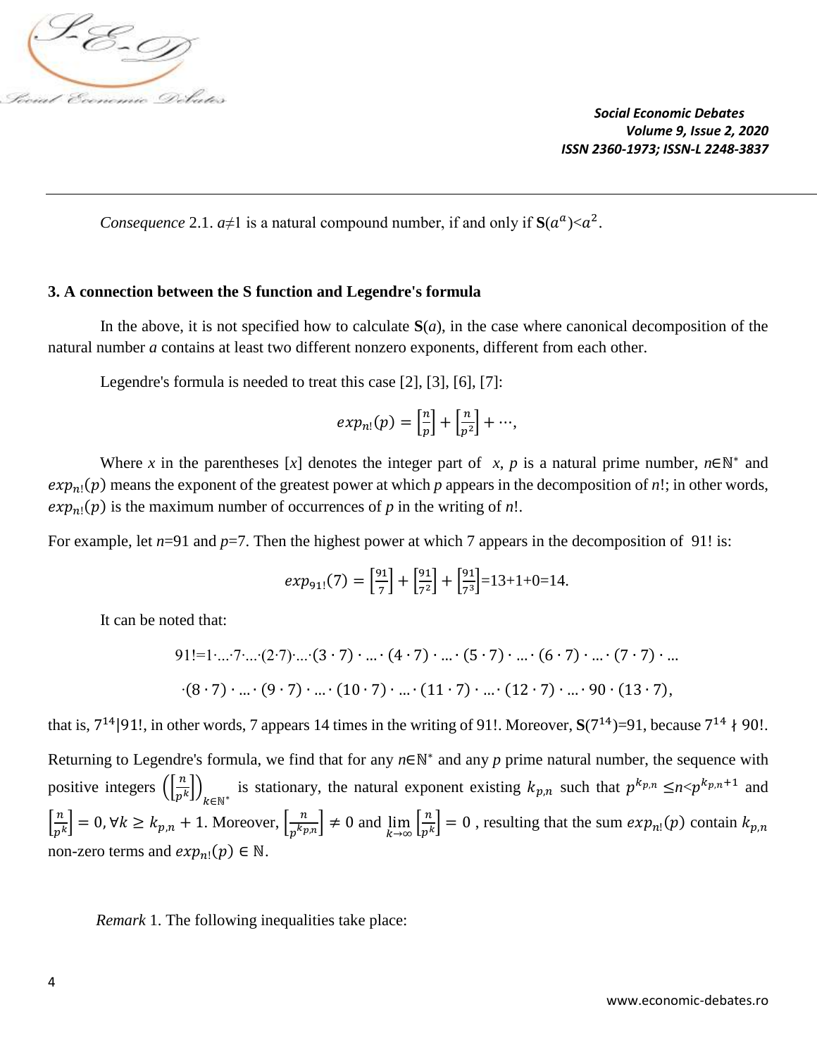*Consequence* 2.1. $a\neq1$ is a natural compound number, if and only if $\mathbf{S}(a^a)<a^2$.

### 3. A connection between the S function and Legendre's formula

In the above, it is not specified how to calculate $\mathbf{S}(a)$, in the case where canonical decomposition of the natural number *a* contains at least two different nonzero exponents, different from each other.

Legendre's formula is needed to treat this case [2], [3], [6], [7]:

$$exp_{n!}(p) = \left[\frac{n}{p}\right] + \left[\frac{n}{p^2}\right] + \cdots,$$

Where *x* in the parentheses $[x]$ denotes the integer part of $x$, *p* is a natural prime number, $n\in\mathbb{N}^*$ and $exp_{n!}(p)$ means the exponent of the greatest power at which *p* appears in the decomposition of $n!$; in other words, $exp_{n!}(p)$ is the maximum number of occurrences of *p* in the writing of $n!$.

For example, let $n=91$ and $p=7$. Then the highest power at which 7 appears in the decomposition of 91! is:

$$exp_{91!}(7) = \left[\frac{91}{7}\right] + \left[\frac{91}{7^2}\right] + \left[\frac{91}{7^3}\right]=13+1+0=14.$$

It can be noted that:

$$91!=1\cdot\ldots\cdot7\cdot\ldots\cdot(2\cdot7)\cdot\ldots\cdot(3\cdot7)\cdot\ldots\cdot(4\cdot7)\cdot\ldots\cdot(5\cdot7)\cdot\ldots\cdot(6\cdot7)\cdot\ldots\cdot(7\cdot7)\cdot\ldots$$

$$\cdot(8\cdot7)\cdot\ldots\cdot(9\cdot7)\cdot\ldots\cdot(10\cdot7)\cdot\ldots\cdot(11\cdot7)\cdot\ldots\cdot(12\cdot7)\cdot\ldots\cdot90\cdot(13\cdot7),$$

that is, $7^{14}|91!$, in other words, 7 appears 14 times in the writing of 91!. Moreover, $\mathbf{S}(7^{14})=91$, because $7^{14}\nmid 90!$.

Returning to Legendre's formula, we find that for any $n\in\mathbb{N}^*$ and any *p* prime natural number, the sequence with positive integers $\left(\left[\frac{n}{p^k}\right]\right)_{k\in\mathbb{N}^*}$ is stationary, the natural exponent existing $k_{p,n}$ such that $p^{k_{p,n}}\leq n<p^{k_{p,n}+1}$ and $\left[\frac{n}{p^k}\right]=0, \forall k\geq k_{p,n}+1$. Moreover, $\left[\frac{n}{p^{k_{p,n}}}\right]\neq0$ and $\lim_{k\to\infty}\left[\frac{n}{p^k}\right]=0$ , resulting that the sum $exp_{n!}(p)$ contain $k_{p,n}$ non-zero terms and $exp_{n!}(p)\in\mathbb{N}$.

*Remark* 1. The following inequalities take place: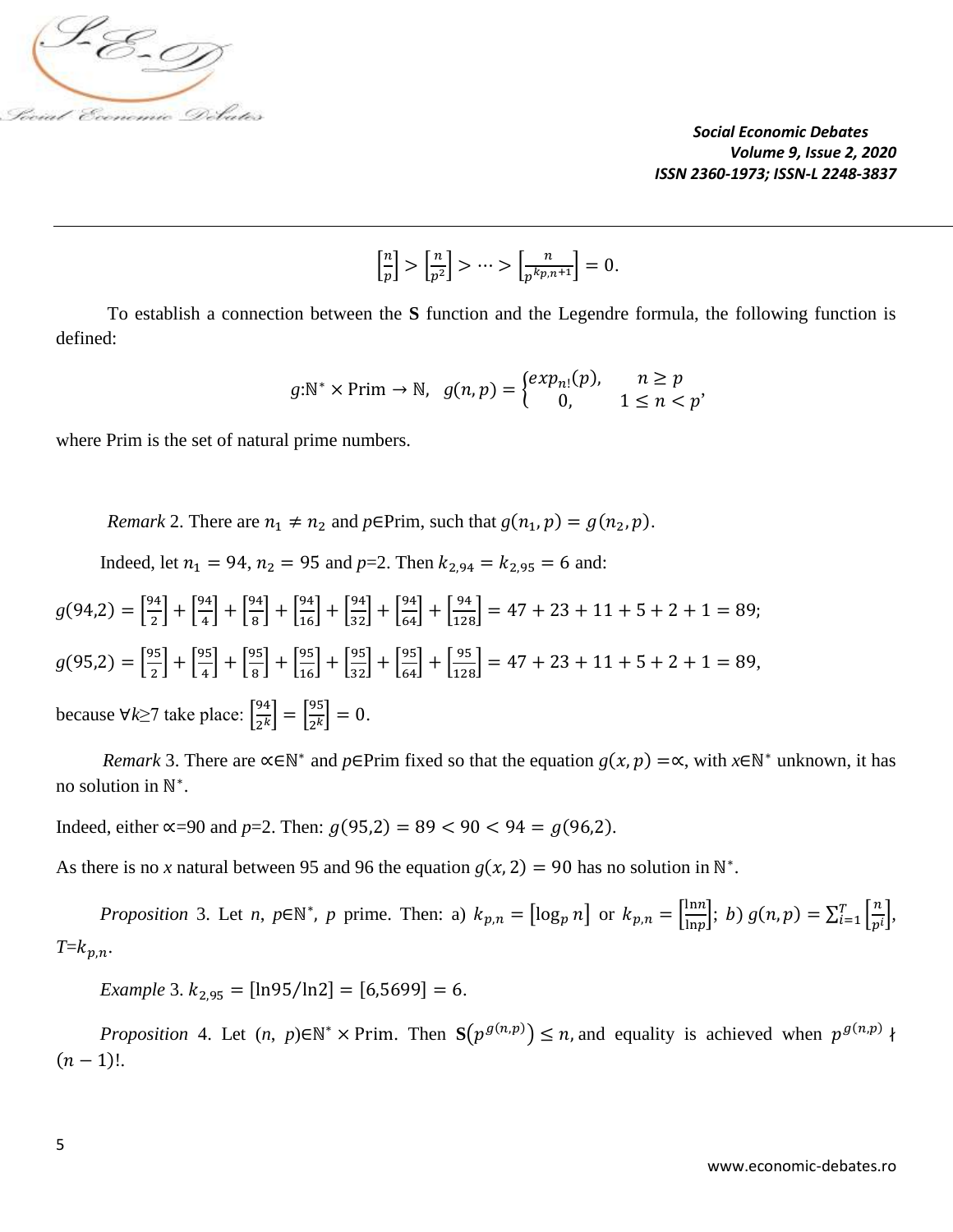$$\left[\frac{n}{p}\right] > \left[\frac{n}{p^2}\right] > \cdots > \left[\frac{n}{p^{k_{p,n}+1}}\right] = 0.$$

To establish a connection between the **S** function and the Legendre formula, the following function is defined:

$$g:\mathbb{N}^* \times \text{Prim} \to \mathbb{N}, \quad g(n,p) = \begin{cases} exp_{n!}(p), & n \geq p \\ 0, & 1 \leq n < p \end{cases},$$

where Prim is the set of natural prime numbers.

*Remark* 2. There are $n_1 \neq n_2$ and $p \in$Prim, such that $g(n_1, p) = g(n_2, p)$.

Indeed, let $n_1 = 94$, $n_2 = 95$ and $p$=2. Then $k_{2,94} = k_{2,95} = 6$ and:

$$g(94{,}2) = \left[\frac{94}{2}\right] + \left[\frac{94}{4}\right] + \left[\frac{94}{8}\right] + \left[\frac{94}{16}\right] + \left[\frac{94}{32}\right] + \left[\frac{94}{64}\right] + \left[\frac{94}{128}\right] = 47 + 23 + 11 + 5 + 2 + 1 = 89;$$

$$g(95{,}2) = \left[\frac{95}{2}\right] + \left[\frac{95}{4}\right] + \left[\frac{95}{8}\right] + \left[\frac{95}{16}\right] + \left[\frac{95}{32}\right] + \left[\frac{95}{64}\right] + \left[\frac{95}{128}\right] = 47 + 23 + 11 + 5 + 2 + 1 = 89,$$

because $\forall k \geq 7$ take place: $\left[\frac{94}{2^k}\right] = \left[\frac{95}{2^k}\right] = 0$.

*Remark* 3. There are $\propto \in \mathbb{N}^*$ and $p \in$Prim fixed so that the equation $g(x, p) = \propto$, with $x \in \mathbb{N}^*$ unknown, it has no solution in $\mathbb{N}^*$.

Indeed, either $\propto$=90 and $p$=2. Then: $g(95{,}2) = 89 < 90 < 94 = g(96{,}2)$.

As there is no $x$ natural between 95 and 96 the equation $g(x, 2) = 90$ has no solution in $\mathbb{N}^*$.

*Proposition* 3. Let $n$, $p \in \mathbb{N}^*$, $p$ prime. Then: a) $k_{p,n} = [\log_p n]$ or $k_{p,n} = \left[\frac{\ln n}{\ln p}\right]$; *b)* $g(n,p) = \sum_{i=1}^{T}\left[\frac{n}{p^i}\right]$, $T$=$k_{p,n}$.

*Example* 3. $k_{2,95} = [\ln 95/\ln 2] = [6{,}5699] = 6$.

*Proposition* 4. Let $(n, p) \in \mathbb{N}^* \times$ Prim. Then $\mathbf{S}\left(p^{g(n,p)}\right) \leq n$, and equality is achieved when $p^{g(n,p)} \nmid (n-1)!$.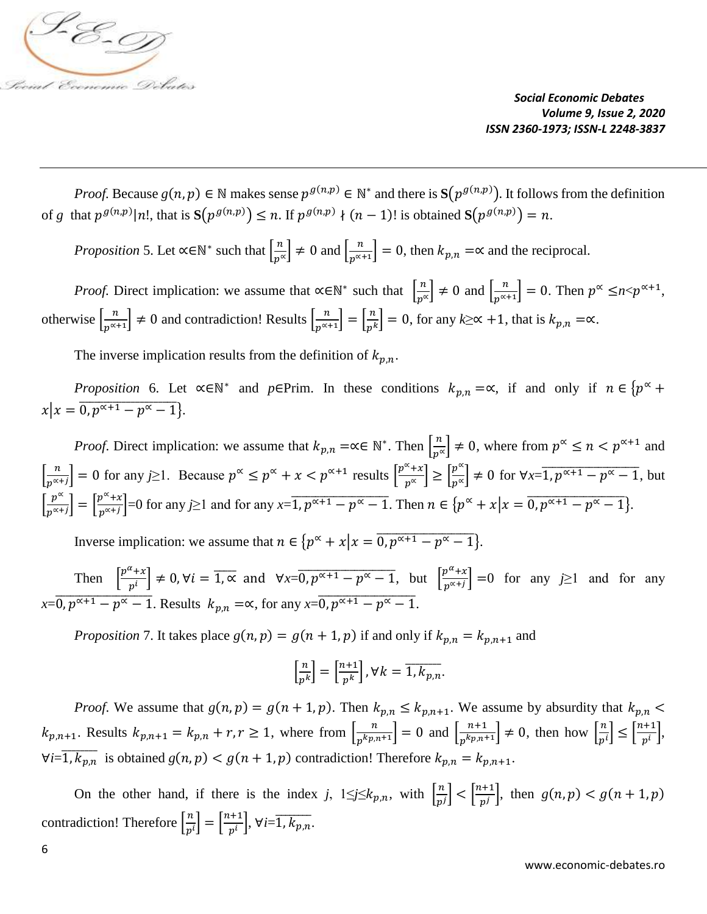*Proof.* Because $g(n,p) \in \mathbb{N}$ makes sense $p^{g(n,p)} \in \mathbb{N}^*$ and there is $\mathbf{S}(p^{g(n,p)})$. It follows from the definition of $g$ that $p^{g(n,p)} | n!$, that is $\mathbf{S}(p^{g(n,p)}) \leq n$. If $p^{g(n,p)} \nmid (n-1)!$ is obtained $\mathbf{S}(p^{g(n,p)}) = n$.

*Proposition* 5. Let $\propto \in \mathbb{N}^*$ such that $\left[\frac{n}{p^{\propto}}\right] \neq 0$ and $\left[\frac{n}{p^{\propto+1}}\right] = 0$, then $k_{p,n} = \propto$ and the reciprocal.

*Proof.* Direct implication: we assume that $\propto \in \mathbb{N}^*$ such that $\left[\frac{n}{p^{\propto}}\right] \neq 0$ and $\left[\frac{n}{p^{\propto+1}}\right] = 0$. Then $p^{\propto} \leq n < p^{\propto+1}$, otherwise $\left[\frac{n}{p^{\propto+1}}\right] \neq 0$ and contradiction! Results $\left[\frac{n}{p^{\propto+1}}\right] = \left[\frac{n}{p^{k}}\right] = 0$, for any $k \geq \propto +1$, that is $k_{p,n} = \propto$.

The inverse implication results from the definition of $k_{p,n}$.

*Proposition* 6. Let $\propto \in \mathbb{N}^*$ and $p \in$Prim. In these conditions $k_{p,n} = \propto$, if and only if $n \in \left\{p^{\propto} + x \middle| x = \overline{0, p^{\propto+1} - p^{\propto} - 1}\right\}$.

*Proof*. Direct implication: we assume that $k_{p,n} = \propto \in \mathbb{N}^*$. Then $\left[\frac{n}{p^{\propto}}\right] \neq 0$, where from $p^{\propto} \leq n < p^{\propto+1}$ and $\left[\frac{n}{p^{\propto+j}}\right] = 0$ for any $j \geq 1$. Because $p^{\propto} \leq p^{\propto} + x < p^{\propto+1}$ results $\left[\frac{p^{\propto}+x}{p^{\propto}}\right] \geq \left[\frac{p^{\propto}}{p^{\propto}}\right] \neq 0$ for $\forall x = \overline{1, p^{\propto+1} - p^{\propto} - 1}$, but $\left[\frac{p^{\propto}}{p^{\propto+j}}\right] = \left[\frac{p^{\propto}+x}{p^{\propto+j}}\right] = 0$ for any $j \geq 1$ and for any $x = \overline{1, p^{\propto+1} - p^{\propto} - 1}$. Then $n \in \left\{p^{\propto} + x \middle| x = \overline{0, p^{\propto+1} - p^{\propto} - 1}\right\}$.

Inverse implication: we assume that $n \in \left\{p^{\propto} + x \middle| x = \overline{0, p^{\propto+1} - p^{\propto} - 1}\right\}$.

Then $\left[\frac{p^{\alpha}+x}{p^{i}}\right] \neq 0, \forall i = \overline{1, \propto}$ and $\forall x = \overline{0, p^{\propto+1} - p^{\propto} - 1}$, but $\left[\frac{p^{\alpha}+x}{p^{\propto+j}}\right] = 0$ for any $j \geq 1$ and for any $x = \overline{0, p^{\propto+1} - p^{\propto} - 1}$. Results $k_{p,n} = \propto$, for any $x = \overline{0, p^{\propto+1} - p^{\propto} - 1}$.

*Proposition* 7. It takes place $g(n,p) = g(n+1,p)$ if and only if $k_{p,n} = k_{p,n+1}$ and

$$\left[\frac{n}{p^{k}}\right] = \left[\frac{n+1}{p^{k}}\right], \forall k = \overline{1, k_{p,n}}.$$

*Proof.* We assume that $g(n,p) = g(n+1,p)$. Then $k_{p,n} \leq k_{p,n+1}$. We assume by absurdity that $k_{p,n} < k_{p,n+1}$. Results $k_{p,n+1} = k_{p,n} + r, r \geq 1$, where from $\left[\frac{n}{p^{k_{p,n+1}}}\right] = 0$ and $\left[\frac{n+1}{p^{k_{p,n+1}}}\right] \neq 0$, then how $\left[\frac{n}{p^{i}}\right] \leq \left[\frac{n+1}{p^{i}}\right]$, $\forall i = \overline{1, k_{p,n}}$ is obtained $g(n,p) < g(n+1,p)$ contradiction! Therefore $k_{p,n} = k_{p,n+1}$.

On the other hand, if there is the index $j$, $1 \leq j \leq k_{p,n}$, with $\left[\frac{n}{p^{j}}\right] < \left[\frac{n+1}{p^{j}}\right]$, then $g(n,p) < g(n+1,p)$ contradiction! Therefore $\left[\frac{n}{p^{i}}\right] = \left[\frac{n+1}{p^{i}}\right]$, $\forall i = \overline{1, k_{p,n}}$.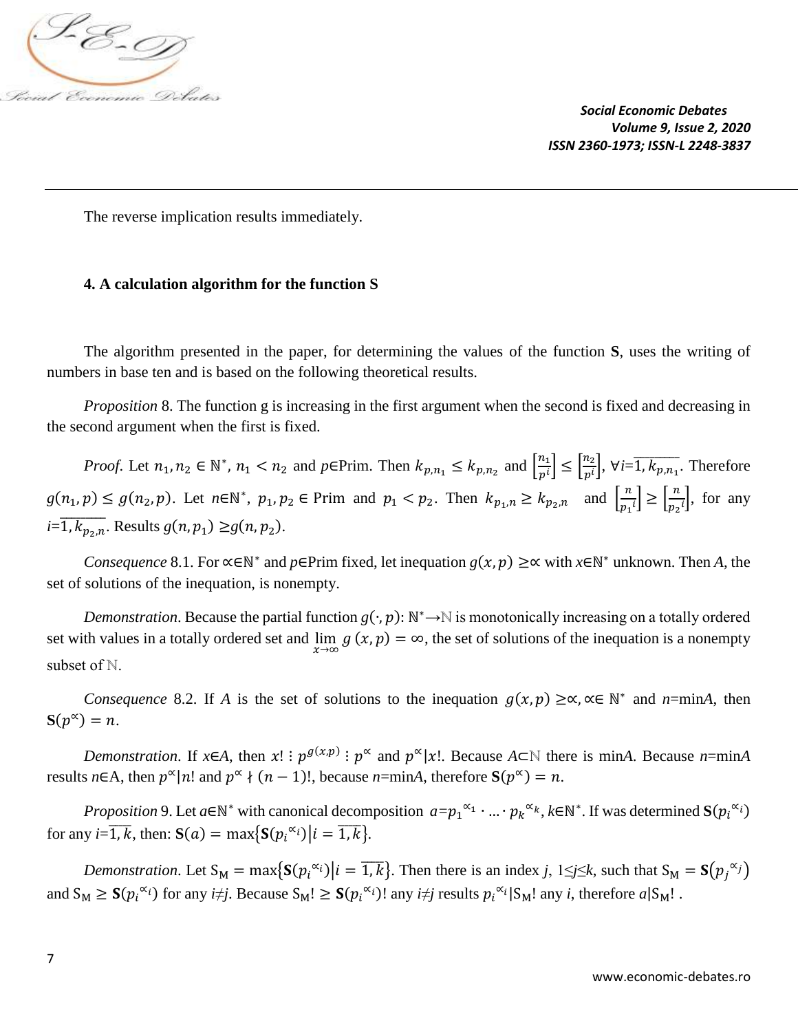The reverse implication results immediately.

### 4. A calculation algorithm for the function S

The algorithm presented in the paper, for determining the values of the function **S**, uses the writing of numbers in base ten and is based on the following theoretical results.

*Proposition* 8. The function g is increasing in the first argument when the second is fixed and decreasing in the second argument when the first is fixed.

*Proof*. Let $n_1, n_2 \in \mathbb{N}^*$, $n_1 < n_2$ and $p$∈Prim. Then $k_{p,n_1} \leq k_{p,n_2}$ and $\left[\frac{n_1}{p^i}\right] \leq \left[\frac{n_2}{p^i}\right]$, $\forall i=\overline{1, k_{p,n_1}}$. Therefore $g(n_1, p) \leq g(n_2, p)$. Let $n\in\mathbb{N}^*$, $p_1, p_2 \in$ Prim and $p_1 < p_2$. Then $k_{p_1,n} \geq k_{p_2,n}$ and $\left[\frac{n}{p_1{}^i}\right] \geq \left[\frac{n}{p_2{}^i}\right]$, for any $i=\overline{1, k_{p_2,n}}$. Results $g(n, p_1) \geq g(n, p_2)$.

*Consequence* 8.1. For $\propto\in\mathbb{N}^*$ and $p$∈Prim fixed, let inequation $g(x, p) \geq \propto$ with $x\in\mathbb{N}^*$ unknown. Then *A*, the set of solutions of the inequation, is nonempty.

*Demonstration*. Because the partial function $g(\cdot, p)$: $\mathbb{N}^*\rightarrow\mathbb{N}$ is monotonically increasing on a totally ordered set with values in a totally ordered set and $\lim_{x\to\infty} g(x, p) = \infty$, the set of solutions of the inequation is a nonempty subset of $\mathbb{N}$.

*Consequence* 8.2. If *A* is the set of solutions to the inequation $g(x, p) \geq \propto, \propto\in \mathbb{N}^*$ and $n$=min*A*, then $\mathbf{S}(p^{\propto}) = n$.

*Demonstration*. If $x\in A$, then $x! \vdots p^{g(x,p)} \vdots p^{\propto}$ and $p^{\propto}|x!$. Because $A\subset\mathbb{N}$ there is min*A*. Because $n$=min*A* results $n\in$A, then $p^{\propto}|n!$ and $p^{\propto} \nmid (n-1)!$, because $n$=min*A*, therefore $\mathbf{S}(p^{\propto}) = n$.

*Proposition* 9. Let $a\in\mathbb{N}^*$ with canonical decomposition $a=p_1{}^{\propto_1} \cdot ... \cdot p_k{}^{\propto_k}$, $k\in\mathbb{N}^*$. If was determined $\mathbf{S}(p_i{}^{\propto_i})$ for any $i=\overline{1, k}$, then: $\mathbf{S}(a) = \max\{\mathbf{S}(p_i{}^{\propto_i}) | i = \overline{1, k}\}$.

*Demonstration*. Let $\mathrm{S_M} = \max\{\mathbf{S}(p_i{}^{\propto_i}) | i = \overline{1, k}\}$. Then there is an index $j$, $1\leq j\leq k$, such that $\mathrm{S_M} = \mathbf{S}(p_j{}^{\propto_j})$ and $\mathrm{S_M} \geq \mathbf{S}(p_i{}^{\propto_i})$ for any $i\neq j$. Because $\mathrm{S_M}! \geq \mathbf{S}(p_i{}^{\propto_i})!$ any $i\neq j$ results $p_i{}^{\propto_i}|\mathrm{S_M}!$ any $i$, therefore $a|\mathrm{S_M}!$ .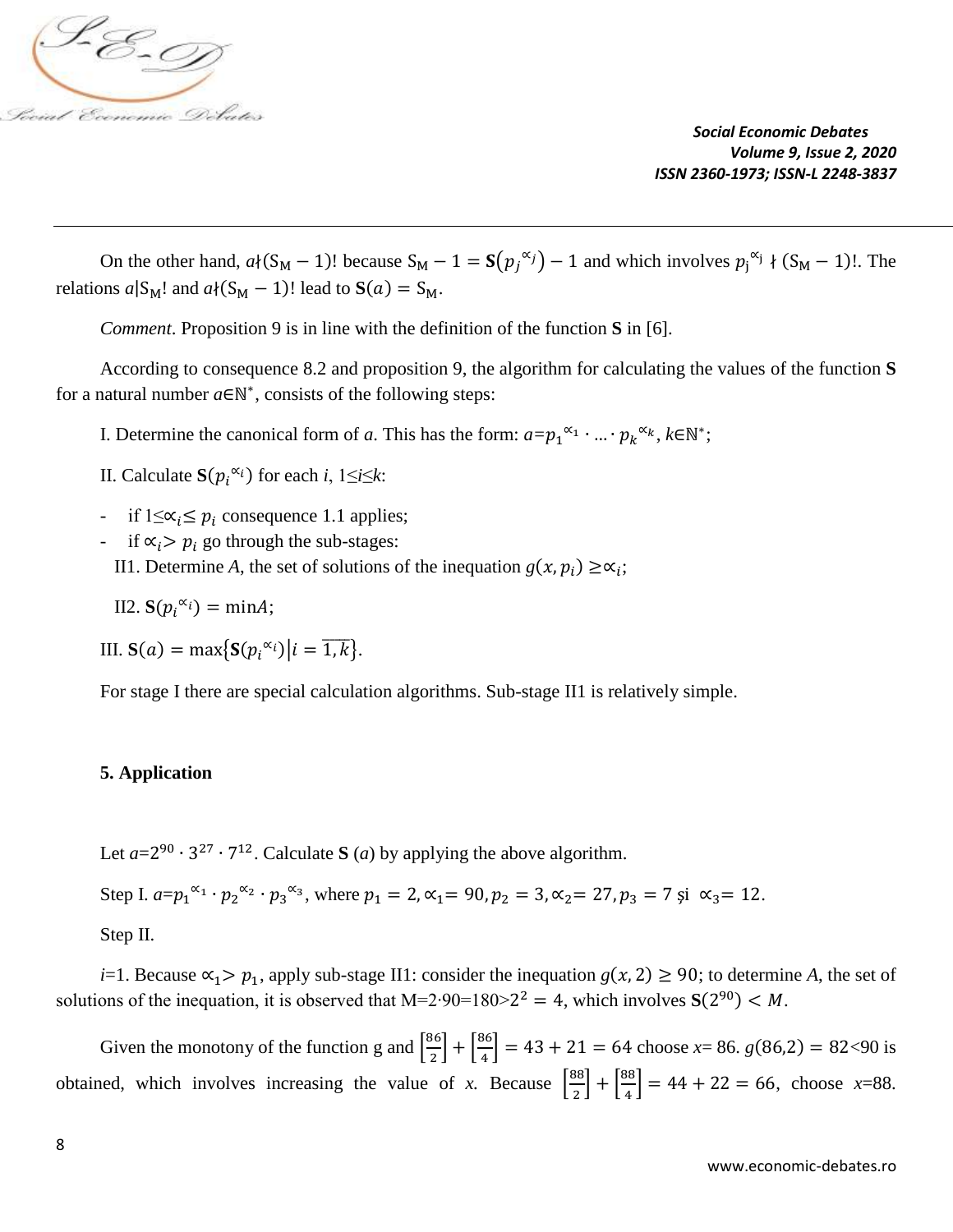On the other hand, $a \nmid (S_M - 1)!$ because $S_M - 1 = \mathbf{S}(p_j^{\propto_j}) - 1$ and which involves $p_j^{\propto_j} \nmid (S_M - 1)!$. The relations $a | S_M!$ and $a \nmid (S_M - 1)!$ lead to $\mathbf{S}(a) = S_M$.

*Comment*. Proposition 9 is in line with the definition of the function **S** in [6].

According to consequence 8.2 and proposition 9, the algorithm for calculating the values of the function **S** for a natural number $a \in \mathbb{N}^*$, consists of the following steps:

I. Determine the canonical form of *a*. This has the form: $a = p_1^{\propto_1} \cdot ... \cdot p_k^{\propto_k}$, $k \in \mathbb{N}^*$;

II. Calculate $\mathbf{S}(p_i^{\propto_i})$ for each *i*, $1 \leq i \leq k$:

- if $1 \leq \propto_i \leq p_i$ consequence 1.1 applies;
- if $\propto_i > p_i$ go through the sub-stages:

  II1. Determine *A*, the set of solutions of the inequation $g(x, p_i) \geq \propto_i$;

  II2. $\mathbf{S}(p_i^{\propto_i}) = \min A$;

III. $\mathbf{S}(a) = \max\{\mathbf{S}(p_i^{\propto_i}) | i = \overline{1, k}\}$.

For stage I there are special calculation algorithms. Sub-stage II1 is relatively simple.

### 5. Application

Let $a = 2^{90} \cdot 3^{27} \cdot 7^{12}$. Calculate **S** (*a*) by applying the above algorithm.

Step I. $a = p_1^{\propto_1} \cdot p_2^{\propto_2} \cdot p_3^{\propto_3}$, where $p_1 = 2, \propto_1 = 90, p_2 = 3, \propto_2 = 27, p_3 = 7$ și $\propto_3 = 12$.

Step II.

*i*=1. Because $\propto_1 > p_1$, apply sub-stage II1: consider the inequation $g(x, 2) \geq 90$; to determine *A*, the set of solutions of the inequation, it is observed that $M = 2 \cdot 90 = 180 > 2^2 = 4$, which involves $\mathbf{S}(2^{90}) < M$.

Given the monotony of the function g and $\left[\frac{86}{2}\right] + \left[\frac{86}{4}\right] = 43 + 21 = 64$ choose *x*= 86. $g(86,2) = 82 < 90$ is obtained, which involves increasing the value of *x*. Because $\left[\frac{88}{2}\right] + \left[\frac{88}{4}\right] = 44 + 22 = 66$, choose *x*=88.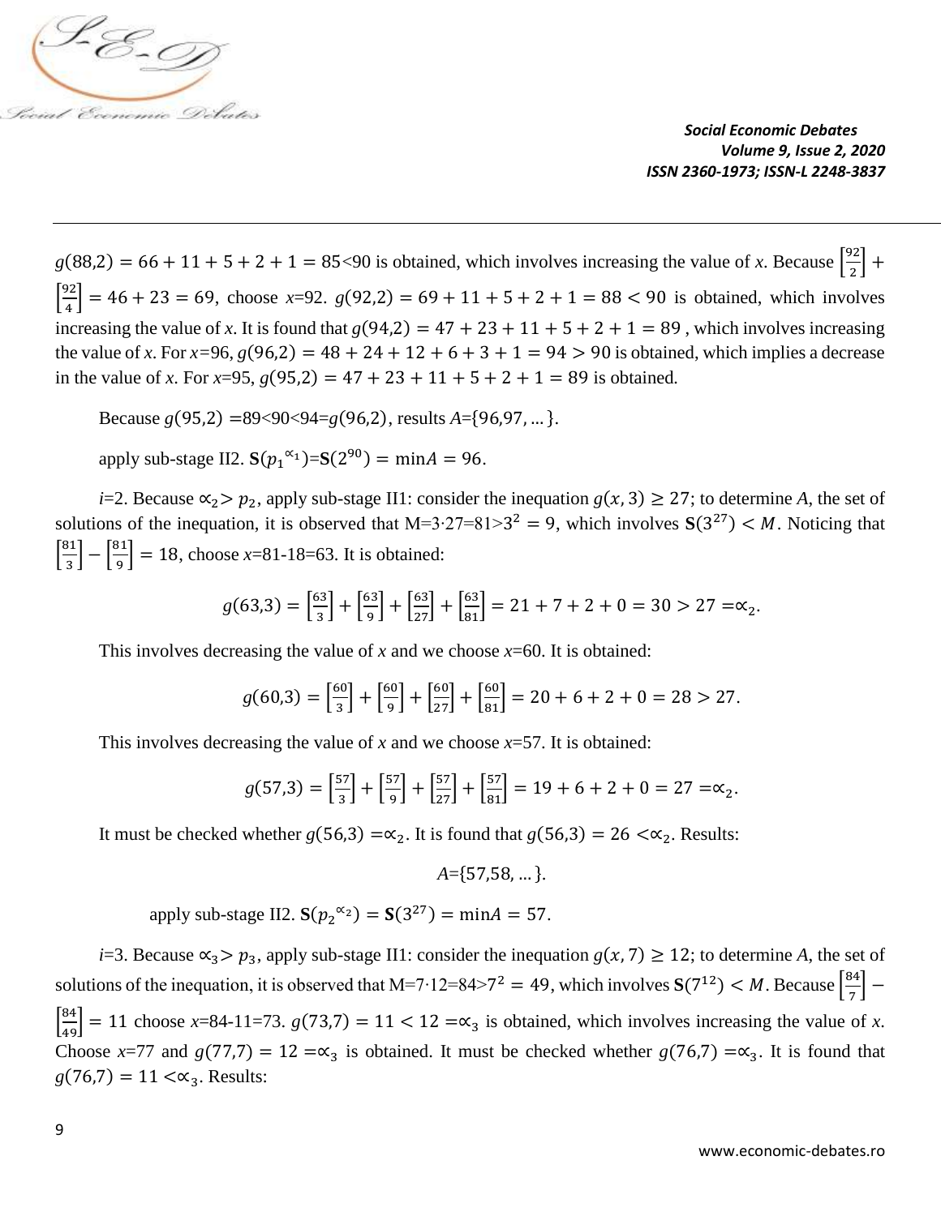$g(88{,}2) = 66 + 11 + 5 + 2 + 1 = 85$<90 is obtained, which involves increasing the value of *x*. Because $\left[\frac{92}{2}\right] + \left[\frac{92}{4}\right] = 46 + 23 = 69$, choose *x*=92. $g(92{,}2) = 69 + 11 + 5 + 2 + 1 = 88 < 90$ is obtained, which involves increasing the value of *x*. It is found that $g(94{,}2) = 47 + 23 + 11 + 5 + 2 + 1 = 89$ , which involves increasing the value of *x*. For *x*=96, $g(96{,}2) = 48 + 24 + 12 + 6 + 3 + 1 = 94 > 90$ is obtained, which implies a decrease in the value of *x*. For *x*=95, $g(95{,}2) = 47 + 23 + 11 + 5 + 2 + 1 = 89$ is obtained.

Because $g(95{,}2)$ =89<90<94=$g(96{,}2)$, results *A*={96,97, ...}.

apply sub-stage II2. $\mathbf{S}(p_1^{\alpha_1})$=$\mathbf{S}(2^{90}) = \min A = 96$.

*i*=2. Because $\alpha_2 > p_2$, apply sub-stage II1: consider the inequation $g(x,3) \geq 27$; to determine *A*, the set of solutions of the inequation, it is observed that M=3·27=81>$3^2 = 9$, which involves $\mathbf{S}(3^{27}) < M$. Noticing that $\left[\frac{81}{3}\right] - \left[\frac{81}{9}\right] = 18$, choose *x*=81-18=63. It is obtained:

$$g(63{,}3) = \left[\frac{63}{3}\right] + \left[\frac{63}{9}\right] + \left[\frac{63}{27}\right] + \left[\frac{63}{81}\right] = 21 + 7 + 2 + 0 = 30 > 27 = \alpha_2.$$

This involves decreasing the value of *x* and we choose *x*=60. It is obtained:

$$g(60{,}3) = \left[\frac{60}{3}\right] + \left[\frac{60}{9}\right] + \left[\frac{60}{27}\right] + \left[\frac{60}{81}\right] = 20 + 6 + 2 + 0 = 28 > 27.$$

This involves decreasing the value of *x* and we choose *x*=57. It is obtained:

$$g(57{,}3) = \left[\frac{57}{3}\right] + \left[\frac{57}{9}\right] + \left[\frac{57}{27}\right] + \left[\frac{57}{81}\right] = 19 + 6 + 2 + 0 = 27 = \alpha_2.$$

It must be checked whether $g(56{,}3) = \alpha_2$. It is found that $g(56{,}3) = 26 < \alpha_2$. Results:

*A*={57,58, ...}.

apply sub-stage II2. $\mathbf{S}(p_2^{\alpha_2}) = \mathbf{S}(3^{27}) = \min A = 57$.

*i*=3. Because $\alpha_3 > p_3$, apply sub-stage II1: consider the inequation $g(x,7) \geq 12$; to determine *A*, the set of solutions of the inequation, it is observed that M=7·12=84>$7^2 = 49$, which involves $\mathbf{S}(7^{12}) < M$. Because $\left[\frac{84}{7}\right] - \left[\frac{84}{49}\right] = 11$ choose *x*=84-11=73. $g(73{,}7) = 11 < 12 = \alpha_3$ is obtained, which involves increasing the value of *x*. Choose *x*=77 and $g(77{,}7) = 12 = \alpha_3$ is obtained. It must be checked whether $g(76{,}7) = \alpha_3$. It is found that $g(76{,}7) = 11 < \alpha_3$. Results: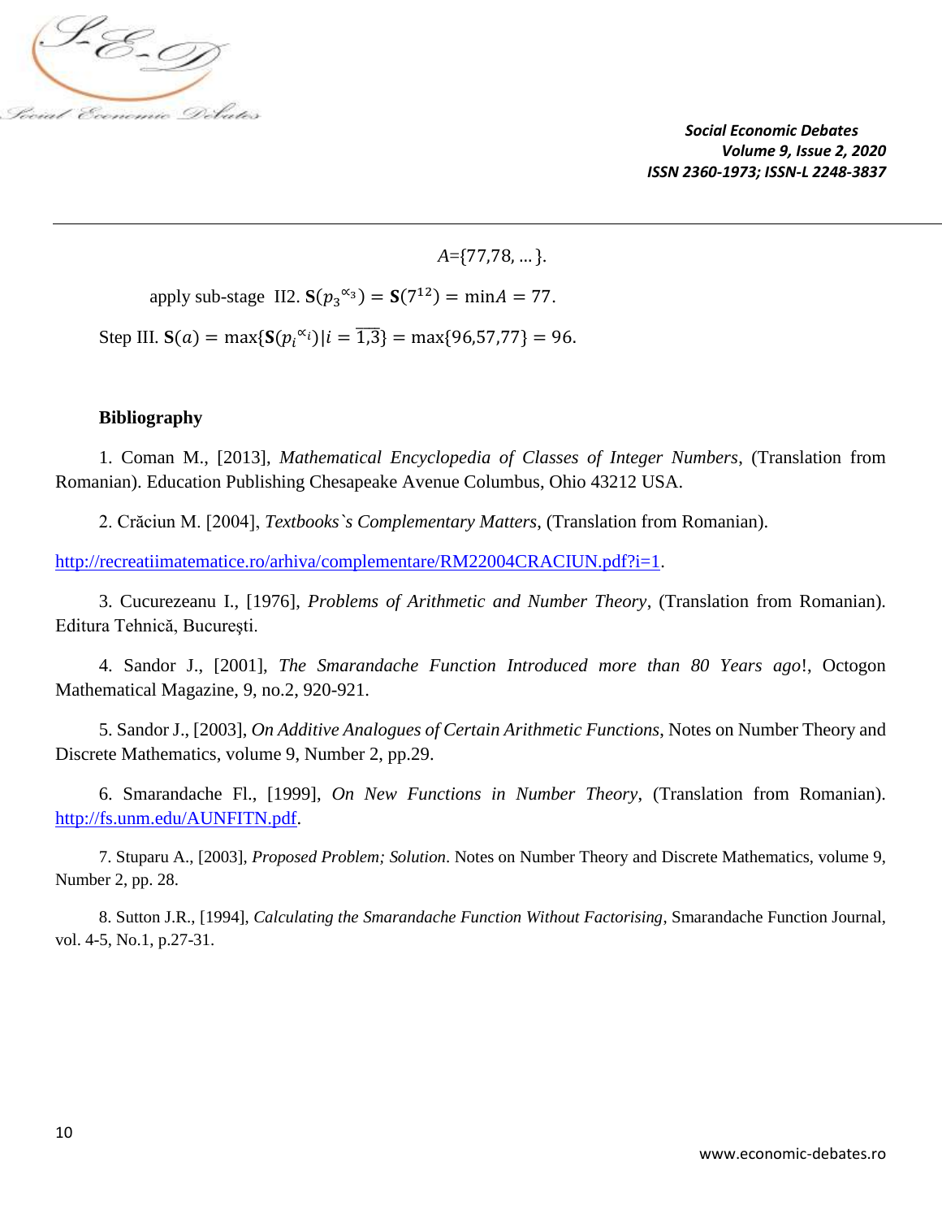$$A = \{77, 78, \dots\}.$$

apply sub-stage II2. $\mathbf{S}(p_3^{\propto_3}) = \mathbf{S}(7^{12}) = \min A = 77$.

Step III. $\mathbf{S}(a) = \max\{\mathbf{S}(p_i^{\propto_i}) | i = \overline{1,3}\} = \max\{96, 57, 77\} = 96$.

**Bibliography**

1. Coman M., [2013], *Mathematical Encyclopedia of Classes of Integer Numbers*, (Translation from Romanian). Education Publishing Chesapeake Avenue Columbus, Ohio 43212 USA.

2. Crăciun M. [2004], *Textbooks`s Complementary Matters*, (Translation from Romanian). http://recreatiimatematice.ro/arhiva/complementare/RM22004CRACIUN.pdf?i=1.

3. Cucurezeanu I., [1976], *Problems of Arithmetic and Number Theory*, (Translation from Romanian). Editura Tehnică, Bucureşti.

4. Sandor J., [2001], *The Smarandache Function Introduced more than 80 Years ago*!, Octogon Mathematical Magazine, 9, no.2, 920-921.

5. Sandor J., [2003], *On Additive Analogues of Certain Arithmetic Functions*, Notes on Number Theory and Discrete Mathematics, volume 9, Number 2, pp.29.

6. Smarandache Fl., [1999], *On New Functions in Number Theory*, (Translation from Romanian). http://fs.unm.edu/AUNFITN.pdf.

7. Stuparu A., [2003], *Proposed Problem; Solution*. Notes on Number Theory and Discrete Mathematics, volume 9, Number 2, pp. 28.

8. Sutton J.R., [1994], *Calculating the Smarandache Function Without Factorising*, Smarandache Function Journal, vol. 4-5, No.1, p.27-31.